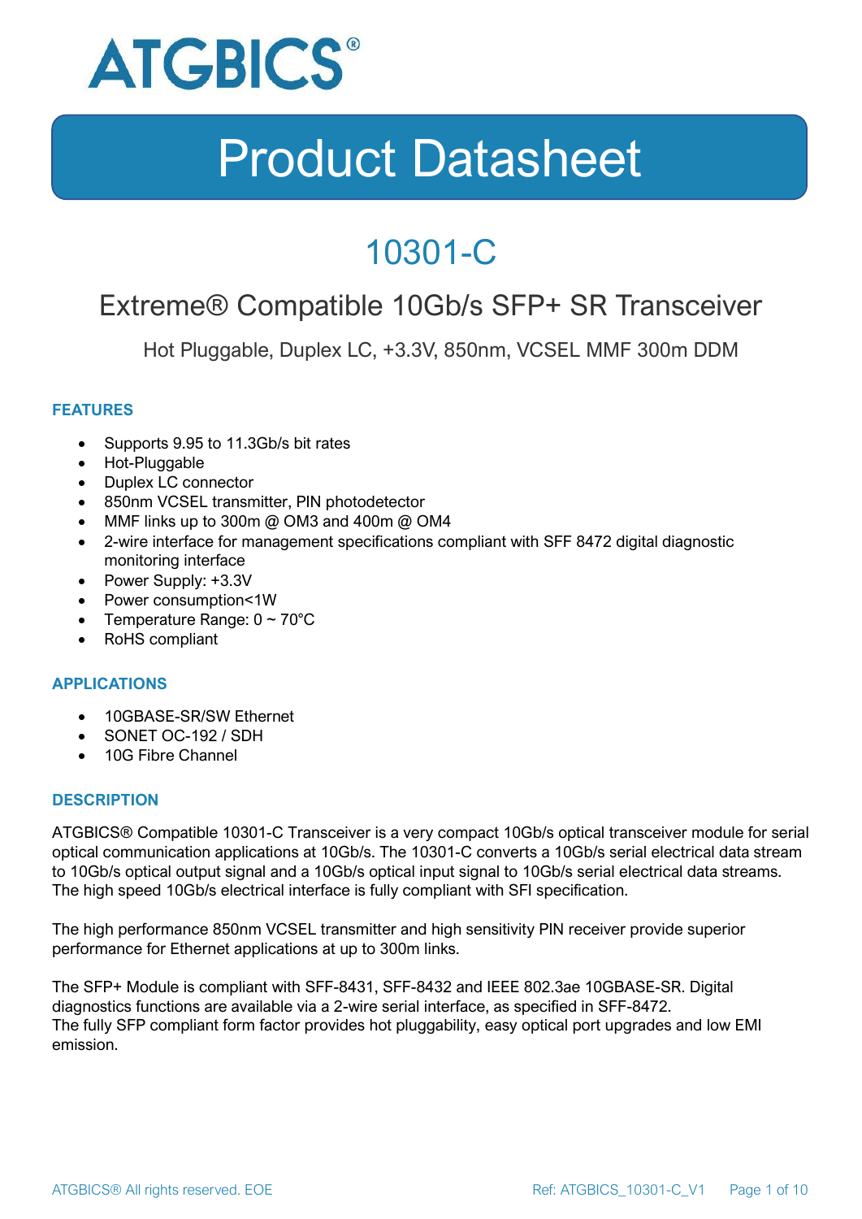ATGBICS®

# Product Datasheet

## 10301-C

### Extreme® Compatible 10Gb/s SFP+ SR Transceiver

Hot Pluggable, Duplex LC, +3.3V, 850nm, VCSEL MMF 300m DDM

#### FEATURES

- Supports 9.95 to 11.3Gb/s bit rates
- Hot-Pluggable
- Duplex LC connector
- 850nm VCSEL transmitter, PIN photodetector
- MMF links up to 300m @ OM3 and 400m @ OM4
- 2-wire interface for management specifications compliant with SFF 8472 digital diagnostic monitoring interface
- Power Supply: +3.3V
- Power consumption<1W
- Temperature Range: 0 ~ 70°C
- RoHS compliant

#### APPLICATIONS

- 10GBASE-SR/SW Ethernet
- SONET OC-192 / SDH
- 10G Fibre Channel

#### DESCRIPTION

ATGBICS® Compatible 10301-C Transceiver is a very compact 10Gb/s optical transceiver module for serial optical communication applications at 10Gb/s. The 10301-C converts a 10Gb/s serial electrical data stream to 10Gb/s optical output signal and a 10Gb/s optical input signal to 10Gb/s serial electrical data streams. The high speed 10Gb/s electrical interface is fully compliant with SFI specification.

The high performance 850nm VCSEL transmitter and high sensitivity PIN receiver provide superior performance for Ethernet applications at up to 300m links.

The SFP+ Module is compliant with SFF-8431, SFF-8432 and IEEE 802.3ae 10GBASE-SR. Digital diagnostics functions are available via a 2-wire serial interface, as specified in SFF-8472.
The fully SFP compliant form factor provides hot pluggability, easy optical port upgrades and low EMI emission.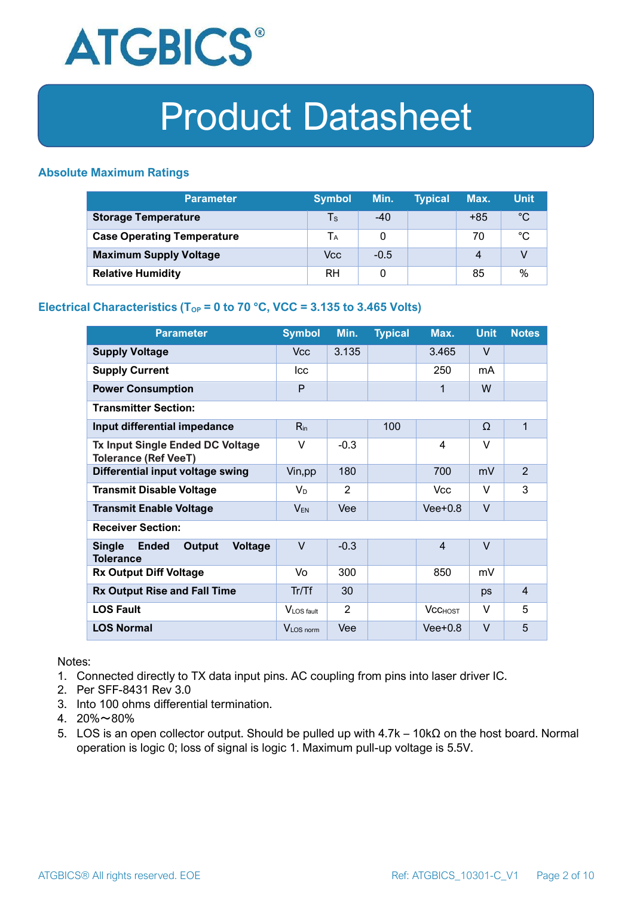# Product Datasheet

### Absolute Maximum Ratings

| Parameter | Symbol | Min. | Typical | Max. | Unit |
|---|---|---|---|---|---|
| **Storage Temperature** | $T_S$ | -40 | | +85 | °C |
| **Case Operating Temperature** | $T_A$ | 0 | | 70 | °C |
| **Maximum Supply Voltage** | Vcc | -0.5 | | 4 | V |
| **Relative Humidity** | RH | 0 | | 85 | % |

### Electrical Characteristics ($T_{OP}$ = 0 to 70 °C, VCC = 3.135 to 3.465 Volts)

| Parameter | Symbol | Min. | Typical | Max. | Unit | Notes |
|---|---|---|---|---|---|---|
| **Supply Voltage** | Vcc | 3.135 | | 3.465 | V | |
| **Supply Current** | Icc | | | 250 | mA | |
| **Power Consumption** | P | | | 1 | W | |
| **Transmitter Section:** | | | | | | |
| **Input differential impedance** | $R_{in}$ | | 100 | | Ω | 1 |
| **Tx Input Single Ended DC Voltage Tolerance (Ref VeeT)** | V | -0.3 | | 4 | V | |
| **Differential input voltage swing** | Vin,pp | 180 | | 700 | mV | 2 |
| **Transmit Disable Voltage** | $V_D$ | 2 | | Vcc | V | 3 |
| **Transmit Enable Voltage** | $V_{EN}$ | Vee | | Vee+0.8 | V | |
| **Receiver Section:** | | | | | | |
| **Single Ended Output Voltage Tolerance** | V | -0.3 | | 4 | V | |
| **Rx Output Diff Voltage** | Vo | 300 | | 850 | mV | |
| **Rx Output Rise and Fall Time** | Tr/Tf | 30 | | | ps | 4 |
| **LOS Fault** | $V_{LOS\ fault}$ | 2 | | $Vcc_{HOST}$ | V | 5 |
| **LOS Normal** | $V_{LOS\ norm}$ | Vee | | Vee+0.8 | V | 5 |

Notes:

1. Connected directly to TX data input pins. AC coupling from pins into laser driver IC.
2. Per SFF-8431 Rev 3.0
3. Into 100 ohms differential termination.
4. 20%～80%
5. LOS is an open collector output. Should be pulled up with 4.7k – 10kΩ on the host board. Normal operation is logic 0; loss of signal is logic 1. Maximum pull-up voltage is 5.5V.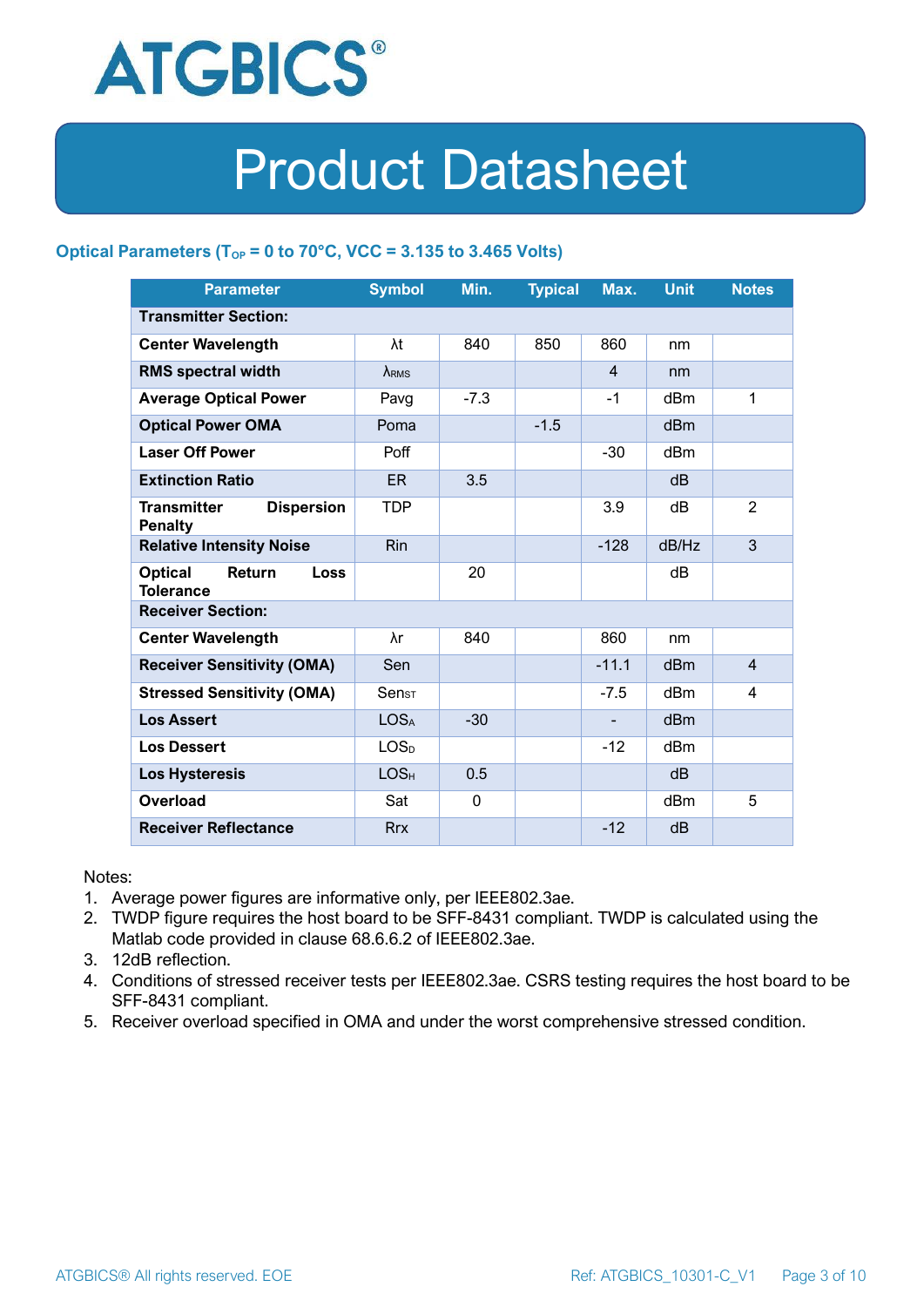## Optical Parameters ($T_{OP}$ = 0 to 70°C, VCC = 3.135 to 3.465 Volts)

| Parameter | Symbol | Min. | Typical | Max. | Unit | Notes |
|---|---|---|---|---|---|---|
| **Transmitter Section:** | | | | | | |
| **Center Wavelength** | λt | 840 | 850 | 860 | nm | |
| **RMS spectral width** | $\lambda_{RMS}$ | | | 4 | nm | |
| **Average Optical Power** | Pavg | -7.3 | | -1 | dBm | 1 |
| **Optical Power OMA** | Poma | | -1.5 | | dBm | |
| **Laser Off Power** | Poff | | | -30 | dBm | |
| **Extinction Ratio** | ER | 3.5 | | | dB | |
| **Transmitter Dispersion Penalty** | TDP | | | 3.9 | dB | 2 |
| **Relative Intensity Noise** | Rin | | | -128 | dB/Hz | 3 |
| **Optical Return Loss Tolerance** | | 20 | | | dB | |
| **Receiver Section:** | | | | | | |
| **Center Wavelength** | λr | 840 | | 860 | nm | |
| **Receiver Sensitivity (OMA)** | Sen | | | -11.1 | dBm | 4 |
| **Stressed Sensitivity (OMA)** | $Sen_{ST}$ | | | -7.5 | dBm | 4 |
| **Los Assert** | $LOS_A$ | -30 | | - | dBm | |
| **Los Dessert** | $LOS_D$ | | | -12 | dBm | |
| **Los Hysteresis** | $LOS_H$ | 0.5 | | | dB | |
| **Overload** | Sat | 0 | | | dBm | 5 |
| **Receiver Reflectance** | Rrx | | | -12 | dB | |

Notes:

1. Average power figures are informative only, per IEEE802.3ae.
2. TWDP figure requires the host board to be SFF-8431 compliant. TWDP is calculated using the Matlab code provided in clause 68.6.6.2 of IEEE802.3ae.
3. 12dB reflection.
4. Conditions of stressed receiver tests per IEEE802.3ae. CSRS testing requires the host board to be SFF-8431 compliant.
5. Receiver overload specified in OMA and under the worst comprehensive stressed condition.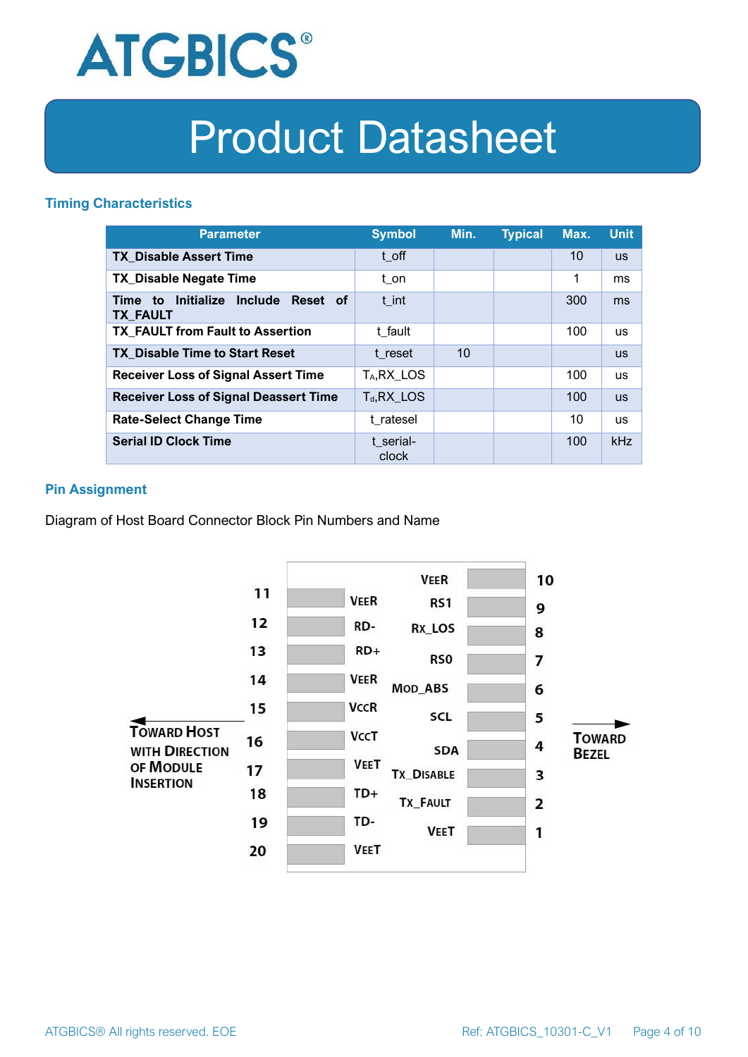## Timing Characteristics

| Parameter | Symbol | Min. | Typical | Max. | Unit |
|---|---|---|---|---|---|
| **TX_Disable Assert Time** | t_off | | | 10 | us |
| **TX_Disable Negate Time** | t_on | | | 1 | ms |
| **Time to Initialize Include Reset of TX_FAULT** | t_int | | | 300 | ms |
| **TX_FAULT from Fault to Assertion** | t_fault | | | 100 | us |
| **TX_Disable Time to Start Reset** | t_reset | 10 | | | us |
| **Receiver Loss of Signal Assert Time** | $T_A$,RX_LOS | | | 100 | us |
| **Receiver Loss of Signal Deassert Time** | $T_d$,RX_LOS | | | 100 | us |
| **Rate-Select Change Time** | t_ratesel | | | 10 | us |
| **Serial ID Clock Time** | t_serial-clock | | | 100 | kHz |

## Pin Assignment

Diagram of Host Board Connector Block Pin Numbers and Name

| Pin | Name | Pin | Name |
|---|---|---|---|
| 11 | VEER | 10 | VEER |
| 12 | RD- | 9 | RS1 |
| 13 | RD+ | 8 | RX_LOS |
| 14 | VEER | 7 | RS0 |
| 15 | VCCR | 6 | MOD_ABS |
| 16 | VCCT | 5 | SCL |
| 17 | VEET | 4 | SDA |
| 18 | TD+ | 3 | TX_DISABLE |
| 19 | TD- | 2 | TX_FAULT |
| 20 | VEET | 1 | VEET |

← TOWARD HOST WITH DIRECTION OF MODULE INSERTION

→ TOWARD BEZEL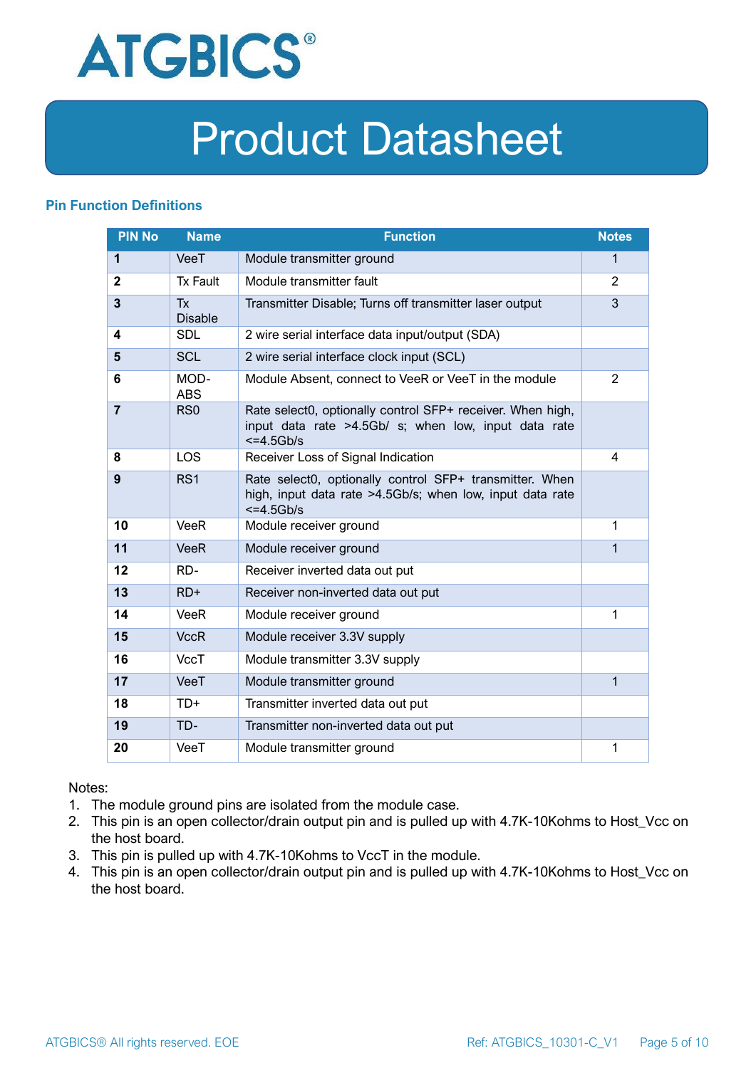## Pin Function Definitions

| PIN No | Name | Function | Notes |
|---|---|---|---|
| **1** | VeeT | Module transmitter ground | 1 |
| **2** | Tx Fault | Module transmitter fault | 2 |
| **3** | Tx Disable | Transmitter Disable; Turns off transmitter laser output | 3 |
| **4** | SDL | 2 wire serial interface data input/output (SDA) | |
| **5** | SCL | 2 wire serial interface clock input (SCL) | |
| **6** | MOD-ABS | Module Absent, connect to VeeR or VeeT in the module | 2 |
| **7** | RS0 | Rate select0, optionally control SFP+ receiver. When high, input data rate >4.5Gb/ s; when low, input data rate <=4.5Gb/s | |
| **8** | LOS | Receiver Loss of Signal Indication | 4 |
| **9** | RS1 | Rate select0, optionally control SFP+ transmitter. When high, input data rate >4.5Gb/s; when low, input data rate <=4.5Gb/s | |
| **10** | VeeR | Module receiver ground | 1 |
| **11** | VeeR | Module receiver ground | 1 |
| **12** | RD- | Receiver inverted data out put | |
| **13** | RD+ | Receiver non-inverted data out put | |
| **14** | VeeR | Module receiver ground | 1 |
| **15** | VccR | Module receiver 3.3V supply | |
| **16** | VccT | Module transmitter 3.3V supply | |
| **17** | VeeT | Module transmitter ground | 1 |
| **18** | TD+ | Transmitter inverted data out put | |
| **19** | TD- | Transmitter non-inverted data out put | |
| **20** | VeeT | Module transmitter ground | 1 |

Notes:

1. The module ground pins are isolated from the module case.
2. This pin is an open collector/drain output pin and is pulled up with 4.7K-10Kohms to Host_Vcc on the host board.
3. This pin is pulled up with 4.7K-10Kohms to VccT in the module.
4. This pin is an open collector/drain output pin and is pulled up with 4.7K-10Kohms to Host_Vcc on the host board.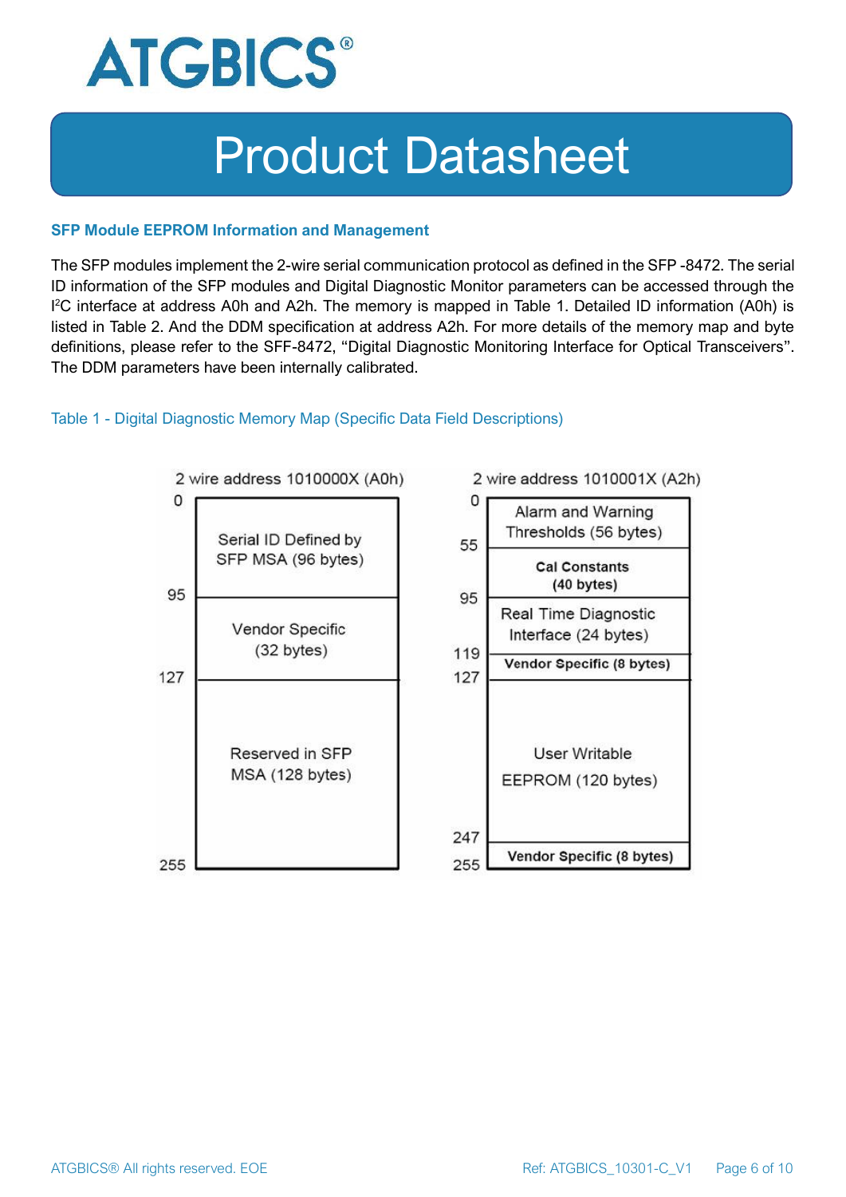## SFP Module EEPROM Information and Management

The SFP modules implement the 2-wire serial communication protocol as defined in the SFP -8472. The serial ID information of the SFP modules and Digital Diagnostic Monitor parameters can be accessed through the I$^2$C interface at address A0h and A2h. The memory is mapped in Table 1. Detailed ID information (A0h) is listed in Table 2. And the DDM specification at address A2h. For more details of the memory map and byte definitions, please refer to the SFF-8472, "Digital Diagnostic Monitoring Interface for Optical Transceivers". The DDM parameters have been internally calibrated.

### Table 1 - Digital Diagnostic Memory Map (Specific Data Field Descriptions)

**2 wire address 1010000X (A0h)**

| Address | Description |
| --- | --- |
| 0–95 | Serial ID Defined by SFP MSA (96 bytes) |
| 95–127 | Vendor Specific (32 bytes) |
| 127–255 | Reserved in SFP MSA (128 bytes) |

**2 wire address 1010001X (A2h)**

| Address | Description |
| --- | --- |
| 0–55 | Alarm and Warning Thresholds (56 bytes) |
| 55–95 | Cal Constants (40 bytes) |
| 95–119 | Real Time Diagnostic Interface (24 bytes) |
| 119–127 | Vendor Specific (8 bytes) |
| 127–247 | User Writable EEPROM (120 bytes) |
| 247–255 | Vendor Specific (8 bytes) |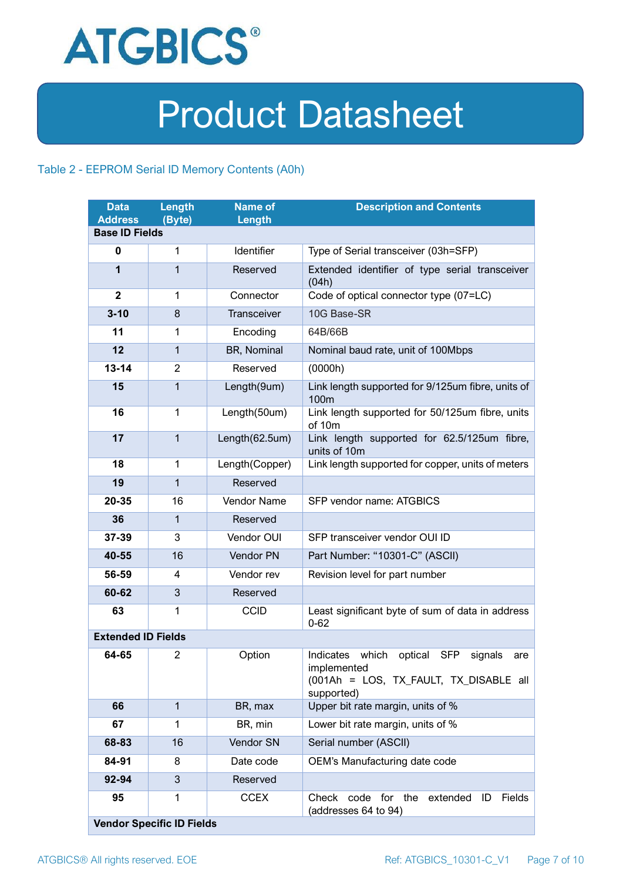# Product Datasheet

Table 2 - EEPROM Serial ID Memory Contents (A0h)

| Data Address | Length (Byte) | Name of Length | Description and Contents |
|---|---|---|---|
| **Base ID Fields** | | | |
| **0** | 1 | Identifier | Type of Serial transceiver (03h=SFP) |
| **1** | 1 | Reserved | Extended identifier of type serial transceiver (04h) |
| **2** | 1 | Connector | Code of optical connector type (07=LC) |
| **3-10** | 8 | Transceiver | 10G Base-SR |
| **11** | 1 | Encoding | 64B/66B |
| **12** | 1 | BR, Nominal | Nominal baud rate, unit of 100Mbps |
| **13-14** | 2 | Reserved | (0000h) |
| **15** | 1 | Length(9um) | Link length supported for 9/125um fibre, units of 100m |
| **16** | 1 | Length(50um) | Link length supported for 50/125um fibre, units of 10m |
| **17** | 1 | Length(62.5um) | Link length supported for 62.5/125um fibre, units of 10m |
| **18** | 1 | Length(Copper) | Link length supported for copper, units of meters |
| **19** | 1 | Reserved | |
| **20-35** | 16 | Vendor Name | SFP vendor name: ATGBICS |
| **36** | 1 | Reserved | |
| **37-39** | 3 | Vendor OUI | SFP transceiver vendor OUI ID |
| **40-55** | 16 | Vendor PN | Part Number: “10301-C” (ASCII) |
| **56-59** | 4 | Vendor rev | Revision level for part number |
| **60-62** | 3 | Reserved | |
| **63** | 1 | CCID | Least significant byte of sum of data in address 0-62 |
| **Extended ID Fields** | | | |
| **64-65** | 2 | Option | Indicates which optical SFP signals are implemented (001Ah = LOS, TX_FAULT, TX_DISABLE all supported) |
| **66** | 1 | BR, max | Upper bit rate margin, units of % |
| **67** | 1 | BR, min | Lower bit rate margin, units of % |
| **68-83** | 16 | Vendor SN | Serial number (ASCII) |
| **84-91** | 8 | Date code | OEM’s Manufacturing date code |
| **92-94** | 3 | Reserved | |
| **95** | 1 | CCEX | Check code for the extended ID Fields (addresses 64 to 94) |
| **Vendor Specific ID Fields** | | | |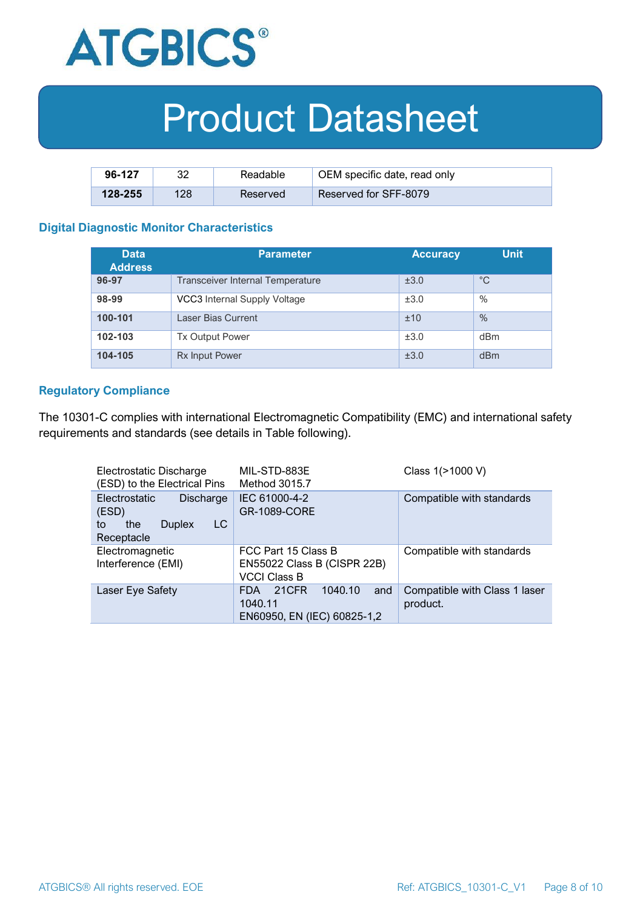| 96-127 | 32 | Readable | OEM specific date, read only |
|---|---|---|---|
| 128-255 | 128 | Reserved | Reserved for SFF-8079 |

### Digital Diagnostic Monitor Characteristics

| Data Address | Parameter | Accuracy | Unit |
|---|---|---|---|
| 96-97 | Transceiver Internal Temperature | ±3.0 | °C |
| 98-99 | VCC3 Internal Supply Voltage | ±3.0 | % |
| 100-101 | Laser Bias Current | ±10 | % |
| 102-103 | Tx Output Power | ±3.0 | dBm |
| 104-105 | Rx Input Power | ±3.0 | dBm |

### Regulatory Compliance

The 10301-C complies with international Electromagnetic Compatibility (EMC) and international safety requirements and standards (see details in Table following).

| Electrostatic Discharge (ESD) to the Electrical Pins | MIL-STD-883E Method 3015.7 | Class 1(>1000 V) |
|---|---|---|
| Electrostatic Discharge (ESD) to the Duplex LC Receptacle | IEC 61000-4-2 GR-1089-CORE | Compatible with standards |
| Electromagnetic Interference (EMI) | FCC Part 15 Class B EN55022 Class B (CISPR 22B) VCCI Class B | Compatible with standards |
| Laser Eye Safety | FDA 21CFR 1040.10 and 1040.11 EN60950, EN (IEC) 60825-1,2 | Compatible with Class 1 laser product. |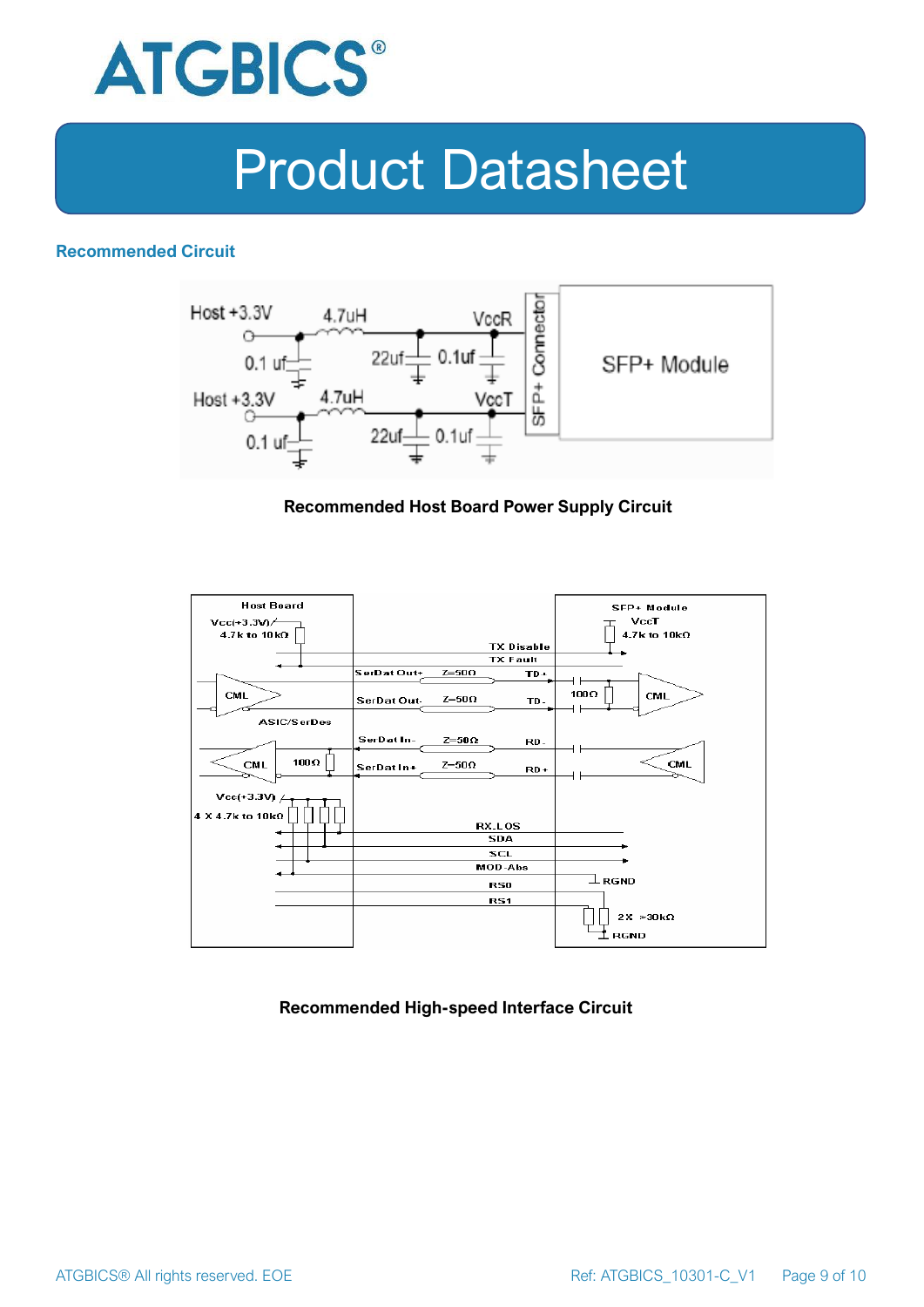## Recommended Circuit

Host +3.3V | 4.7uH | VccR | 0.1 uf | 22uf | 0.1uf | Host +3.3V | 4.7uH | VccT | 0.1 uf | 22uf | 0.1uf | SFP+ Connector | SFP+ Module

**Recommended Host Board Power Supply Circuit**

Host Board | Vcc(+3.3V) | 4.7k to 10kΩ | SFP+ Module | VccT | 4.7k to 10kΩ | TX Disable | TX Fault | SerDat Out+ | Z=50Ω | TD+ | CML | SerDat Out- | Z=50Ω | TD- | 100Ω | CML | ASIC/SerDes | SerDat In- | Z=50Ω | RD- | CML | 100Ω | SerDat In+ | Z=50Ω | RD+ | CML | Vcc(+3.3V) | 4 X 4.7k to 10kΩ | RX_LOS | SDA | SCL | MOD-Abs | RGND | RS0 | RS1 | 2X >30kΩ | RGND

**Recommended High-speed Interface Circuit**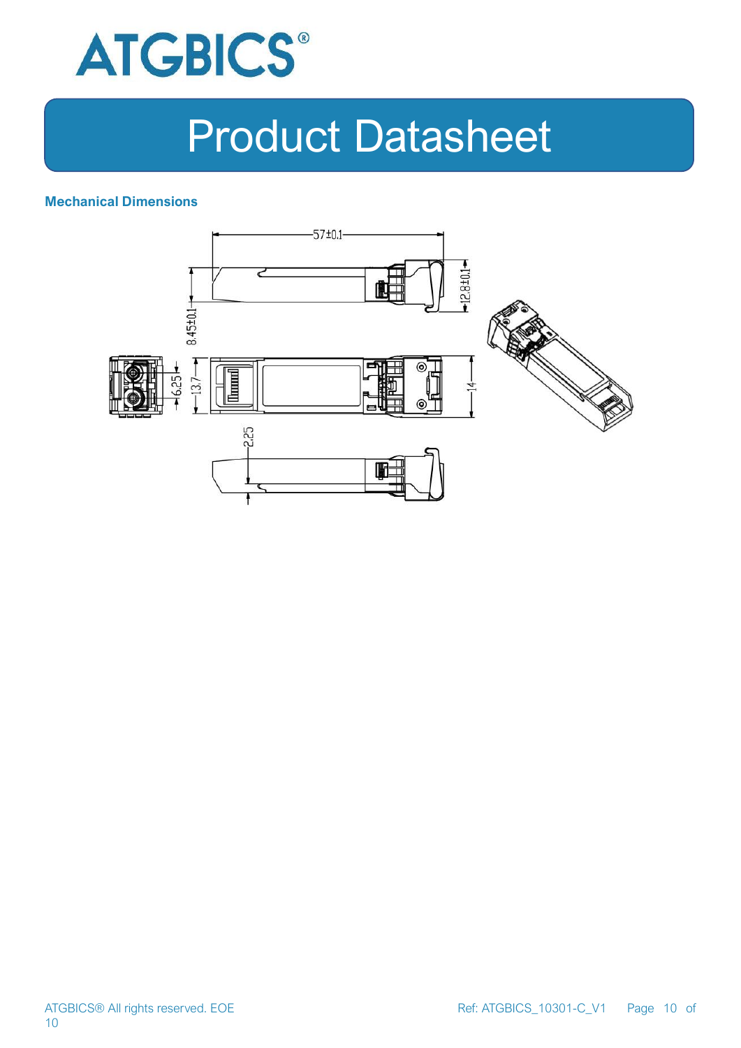## Mechanical Dimensions

57±0.1

12.8±0.1

8.45±0.1

6.25

13.7

14

2.25